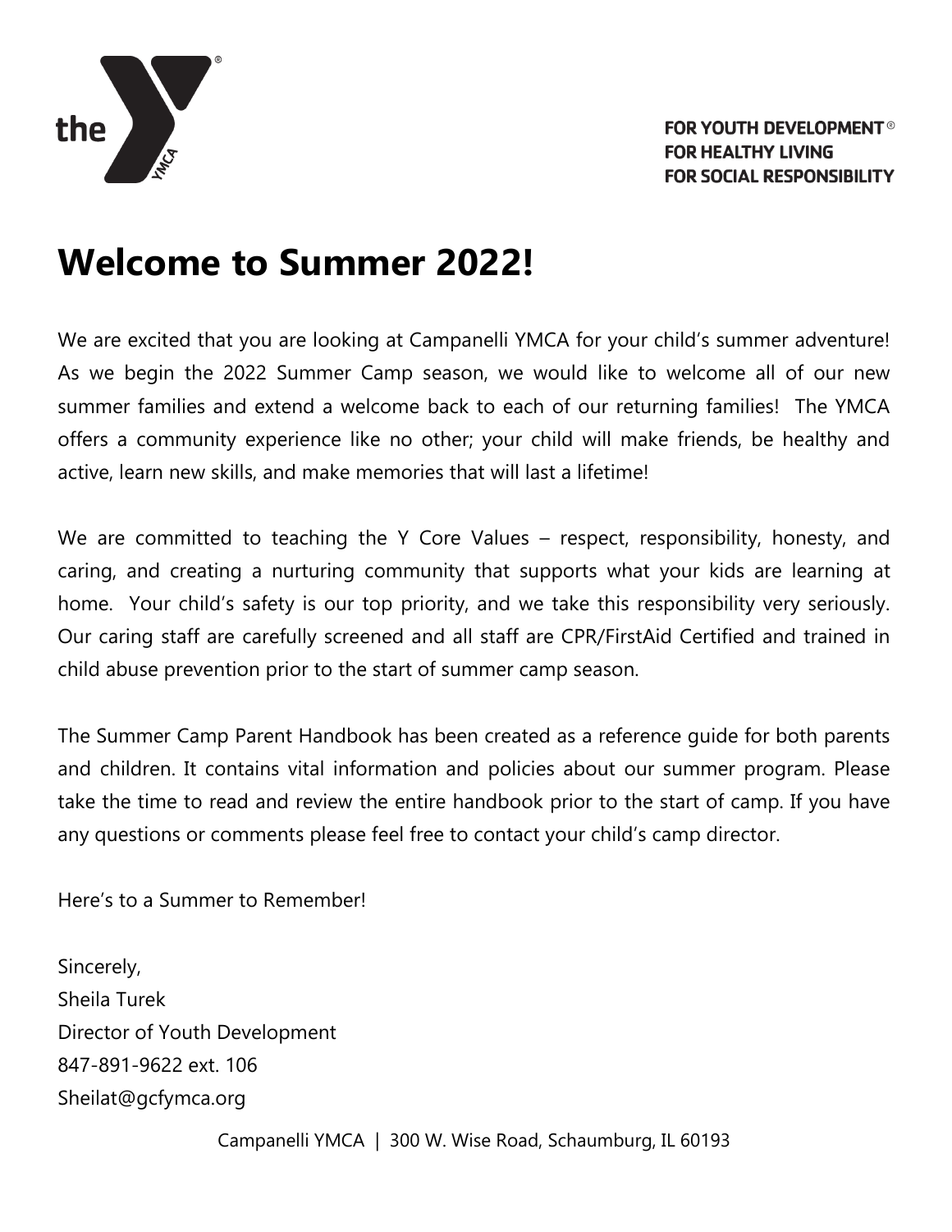the YMCA

**FOR YOUTH DEVELOPMENT®**
**FOR HEALTHY LIVING**
**FOR SOCIAL RESPONSIBILITY**

# Welcome to Summer 2022!

We are excited that you are looking at Campanelli YMCA for your child's summer adventure! As we begin the 2022 Summer Camp season, we would like to welcome all of our new summer families and extend a welcome back to each of our returning families! The YMCA offers a community experience like no other; your child will make friends, be healthy and active, learn new skills, and make memories that will last a lifetime!

We are committed to teaching the Y Core Values – respect, responsibility, honesty, and caring, and creating a nurturing community that supports what your kids are learning at home. Your child's safety is our top priority, and we take this responsibility very seriously. Our caring staff are carefully screened and all staff are CPR/FirstAid Certified and trained in child abuse prevention prior to the start of summer camp season.

The Summer Camp Parent Handbook has been created as a reference guide for both parents and children. It contains vital information and policies about our summer program. Please take the time to read and review the entire handbook prior to the start of camp. If you have any questions or comments please feel free to contact your child's camp director.

Here's to a Summer to Remember!

Sincerely,
Sheila Turek
Director of Youth Development
847-891-9622 ext. 106
Sheilat@gcfymca.org

Campanelli YMCA | 300 W. Wise Road, Schaumburg, IL 60193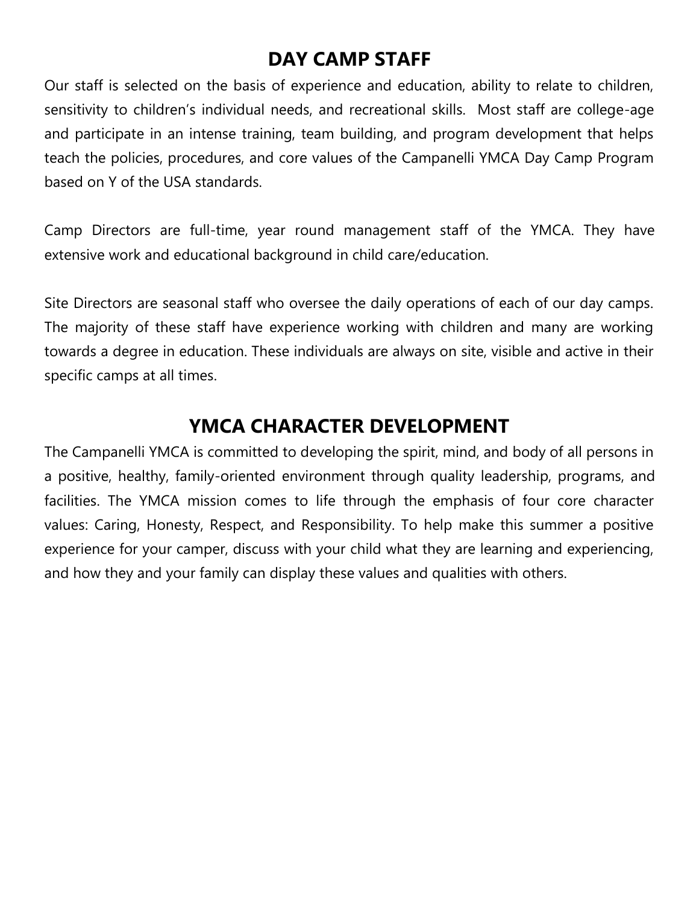## DAY CAMP STAFF

Our staff is selected on the basis of experience and education, ability to relate to children, sensitivity to children's individual needs, and recreational skills.  Most staff are college-age and participate in an intense training, team building, and program development that helps teach the policies, procedures, and core values of the Campanelli YMCA Day Camp Program based on Y of the USA standards.

Camp Directors are full-time, year round management staff of the YMCA. They have extensive work and educational background in child care/education.

Site Directors are seasonal staff who oversee the daily operations of each of our day camps. The majority of these staff have experience working with children and many are working towards a degree in education. These individuals are always on site, visible and active in their specific camps at all times.

## YMCA CHARACTER DEVELOPMENT

The Campanelli YMCA is committed to developing the spirit, mind, and body of all persons in a positive, healthy, family-oriented environment through quality leadership, programs, and facilities. The YMCA mission comes to life through the emphasis of four core character values: Caring, Honesty, Respect, and Responsibility. To help make this summer a positive experience for your camper, discuss with your child what they are learning and experiencing, and how they and your family can display these values and qualities with others.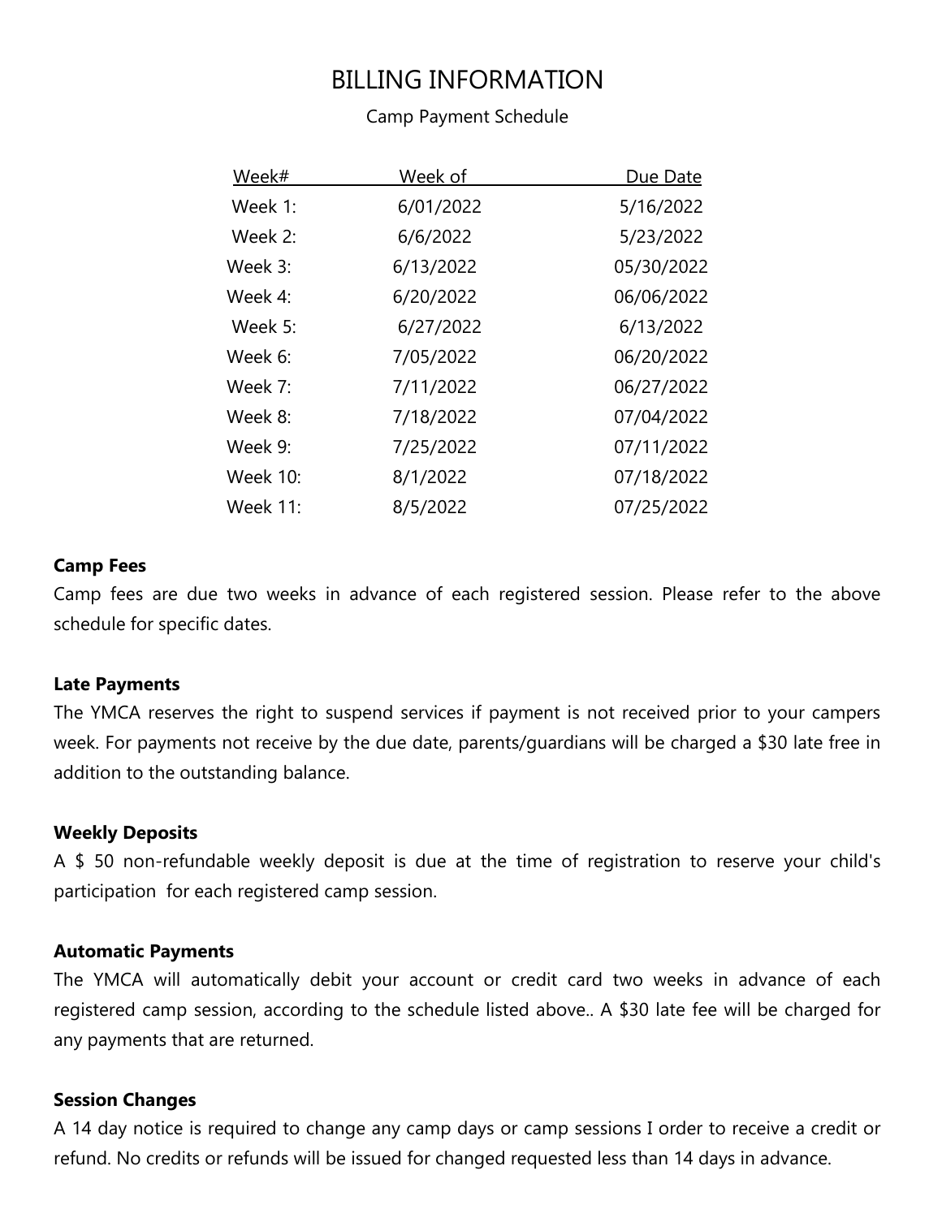# BILLING INFORMATION

Camp Payment Schedule

| Week# | Week of | Due Date |
| --- | --- | --- |
| Week 1: | 6/01/2022 | 5/16/2022 |
| Week 2: | 6/6/2022 | 5/23/2022 |
| Week 3: | 6/13/2022 | 05/30/2022 |
| Week 4: | 6/20/2022 | 06/06/2022 |
| Week 5: | 6/27/2022 | 6/13/2022 |
| Week 6: | 7/05/2022 | 06/20/2022 |
| Week 7: | 7/11/2022 | 06/27/2022 |
| Week 8: | 7/18/2022 | 07/04/2022 |
| Week 9: | 7/25/2022 | 07/11/2022 |
| Week 10: | 8/1/2022 | 07/18/2022 |
| Week 11: | 8/5/2022 | 07/25/2022 |

**Camp Fees**

Camp fees are due two weeks in advance of each registered session. Please refer to the above schedule for specific dates.

**Late Payments**

The YMCA reserves the right to suspend services if payment is not received prior to your campers week. For payments not receive by the due date, parents/guardians will be charged a $30 late free in addition to the outstanding balance.

**Weekly Deposits**

A $ 50 non-refundable weekly deposit is due at the time of registration to reserve your child's participation for each registered camp session.

**Automatic Payments**

The YMCA will automatically debit your account or credit card two weeks in advance of each registered camp session, according to the schedule listed above.. A $30 late fee will be charged for any payments that are returned.

**Session Changes**

A 14 day notice is required to change any camp days or camp sessions I order to receive a credit or refund. No credits or refunds will be issued for changed requested less than 14 days in advance.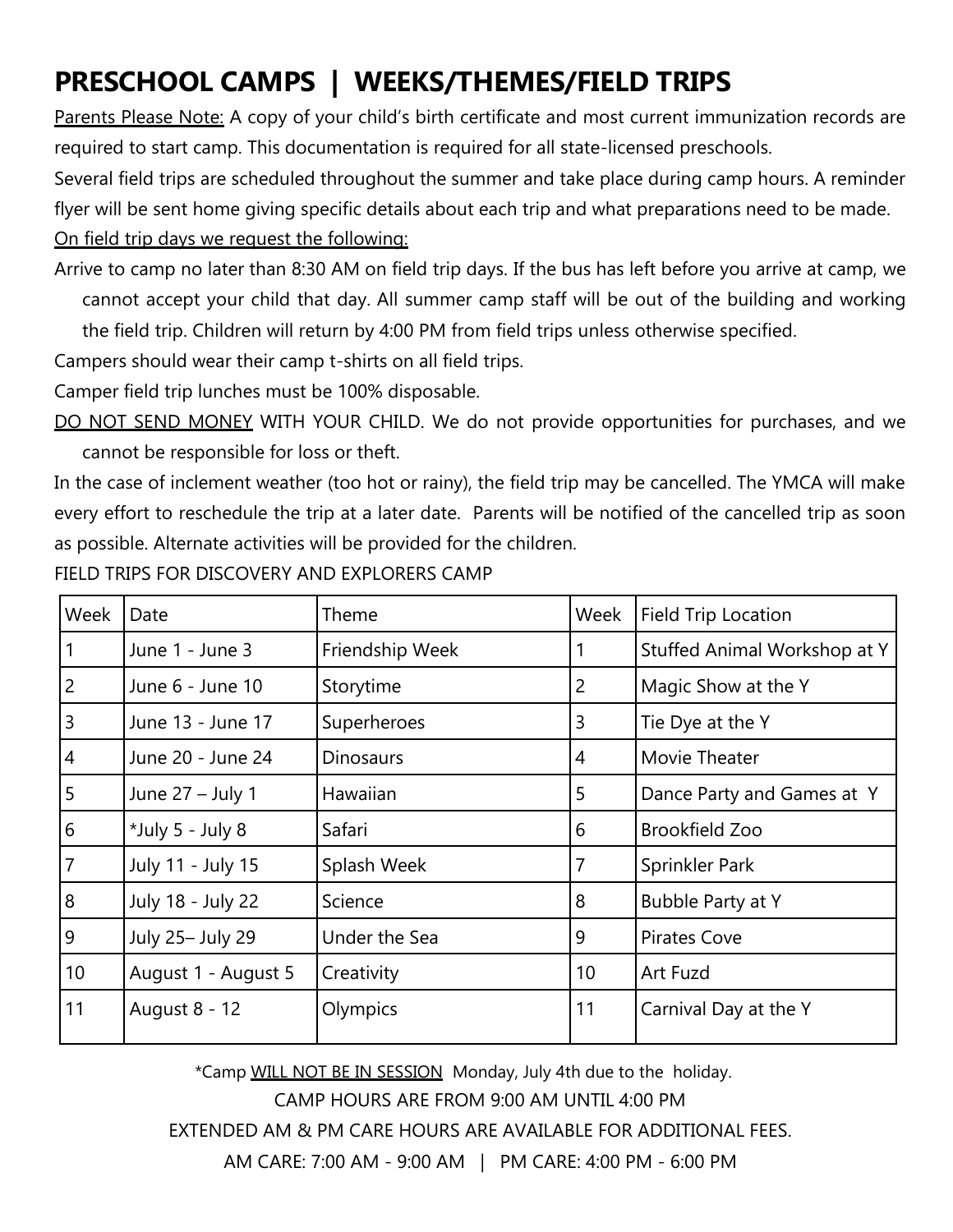# PRESCHOOL CAMPS | WEEKS/THEMES/FIELD TRIPS

Parents Please Note: A copy of your child's birth certificate and most current immunization records are required to start camp. This documentation is required for all state-licensed preschools.

Several field trips are scheduled throughout the summer and take place during camp hours. A reminder flyer will be sent home giving specific details about each trip and what preparations need to be made.

On field trip days we request the following:

Arrive to camp no later than 8:30 AM on field trip days. If the bus has left before you arrive at camp, we cannot accept your child that day. All summer camp staff will be out of the building and working the field trip. Children will return by 4:00 PM from field trips unless otherwise specified.

Campers should wear their camp t-shirts on all field trips.

Camper field trip lunches must be 100% disposable.

DO NOT SEND MONEY WITH YOUR CHILD. We do not provide opportunities for purchases, and we cannot be responsible for loss or theft.

In the case of inclement weather (too hot or rainy), the field trip may be cancelled. The YMCA will make every effort to reschedule the trip at a later date. Parents will be notified of the cancelled trip as soon as possible. Alternate activities will be provided for the children.

FIELD TRIPS FOR DISCOVERY AND EXPLORERS CAMP

| Week | Date | Theme | Week | Field Trip Location |
|---|---|---|---|---|
| 1 | June 1 - June 3 | Friendship Week | 1 | Stuffed Animal Workshop at Y |
| 2 | June 6 - June 10 | Storytime | 2 | Magic Show at the Y |
| 3 | June 13 - June 17 | Superheroes | 3 | Tie Dye at the Y |
| 4 | June 20 - June 24 | Dinosaurs | 4 | Movie Theater |
| 5 | June 27 – July 1 | Hawaiian | 5 | Dance Party and Games at Y |
| 6 | *July 5 - July 8 | Safari | 6 | Brookfield Zoo |
| 7 | July 11 - July 15 | Splash Week | 7 | Sprinkler Park |
| 8 | July 18 - July 22 | Science | 8 | Bubble Party at Y |
| 9 | July 25– July 29 | Under the Sea | 9 | Pirates Cove |
| 10 | August 1 - August 5 | Creativity | 10 | Art Fuzd |
| 11 | August 8 - 12 | Olympics | 11 | Carnival Day at the Y |

*Camp WILL NOT BE IN SESSION Monday, July 4th due to the holiday.

CAMP HOURS ARE FROM 9:00 AM UNTIL 4:00 PM

EXTENDED AM & PM CARE HOURS ARE AVAILABLE FOR ADDITIONAL FEES.

AM CARE: 7:00 AM - 9:00 AM | PM CARE: 4:00 PM - 6:00 PM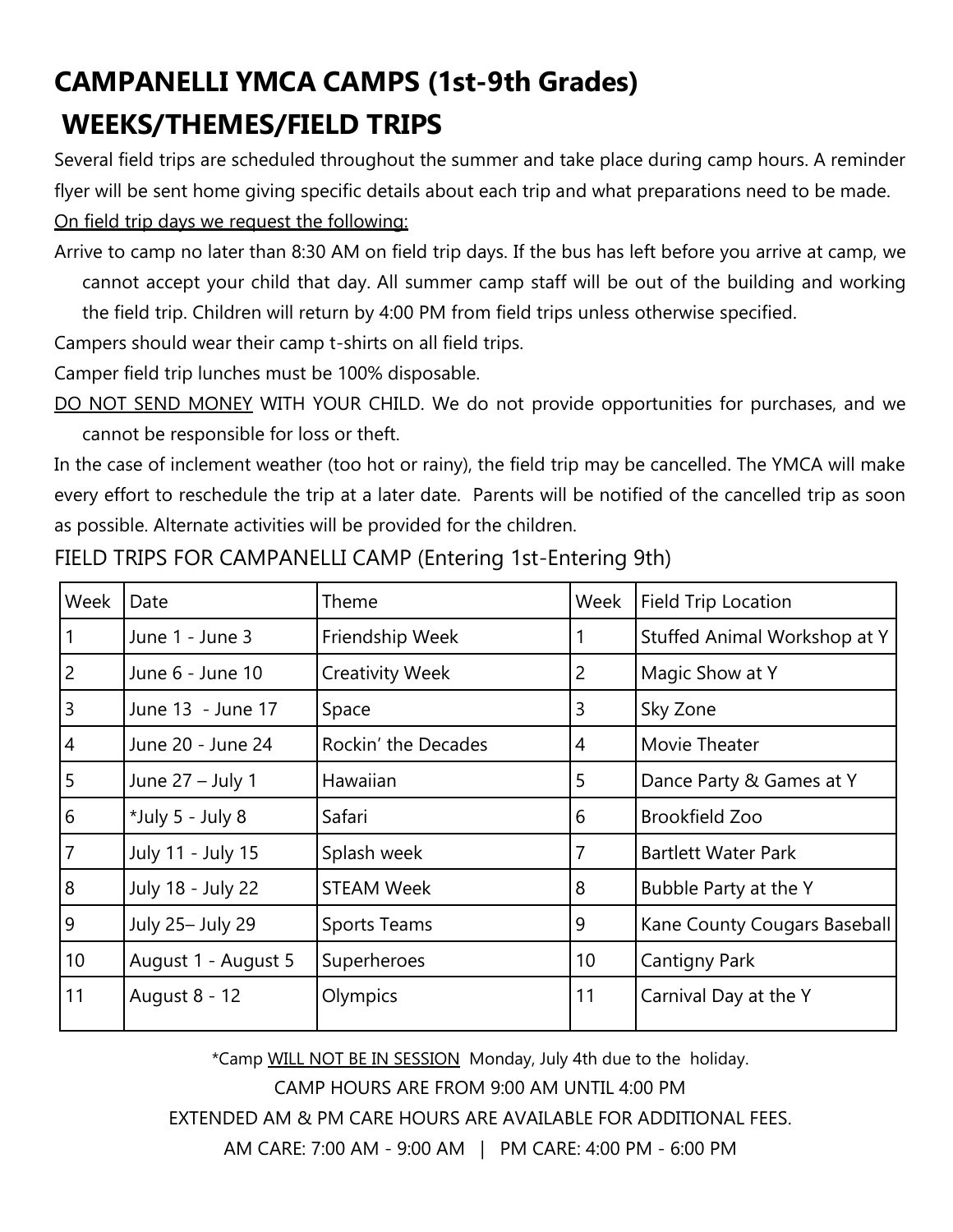# CAMPANELLI YMCA CAMPS (1st-9th Grades)

## WEEKS/THEMES/FIELD TRIPS

Several field trips are scheduled throughout the summer and take place during camp hours. A reminder flyer will be sent home giving specific details about each trip and what preparations need to be made.

On field trip days we request the following:

Arrive to camp no later than 8:30 AM on field trip days. If the bus has left before you arrive at camp, we cannot accept your child that day. All summer camp staff will be out of the building and working the field trip. Children will return by 4:00 PM from field trips unless otherwise specified.

Campers should wear their camp t-shirts on all field trips.

Camper field trip lunches must be 100% disposable.

DO NOT SEND MONEY WITH YOUR CHILD. We do not provide opportunities for purchases, and we cannot be responsible for loss or theft.

In the case of inclement weather (too hot or rainy), the field trip may be cancelled. The YMCA will make every effort to reschedule the trip at a later date. Parents will be notified of the cancelled trip as soon as possible. Alternate activities will be provided for the children.

FIELD TRIPS FOR CAMPANELLI CAMP (Entering 1st-Entering 9th)

| Week | Date | Theme | Week | Field Trip Location |
|---|---|---|---|---|
| 1 | June 1 - June 3 | Friendship Week | 1 | Stuffed Animal Workshop at Y |
| 2 | June 6 - June 10 | Creativity Week | 2 | Magic Show at Y |
| 3 | June 13 - June 17 | Space | 3 | Sky Zone |
| 4 | June 20 - June 24 | Rockin' the Decades | 4 | Movie Theater |
| 5 | June 27 – July 1 | Hawaiian | 5 | Dance Party & Games at Y |
| 6 | *July 5 - July 8 | Safari | 6 | Brookfield Zoo |
| 7 | July 11 - July 15 | Splash week | 7 | Bartlett Water Park |
| 8 | July 18 - July 22 | STEAM Week | 8 | Bubble Party at the Y |
| 9 | July 25– July 29 | Sports Teams | 9 | Kane County Cougars Baseball |
| 10 | August 1 - August 5 | Superheroes | 10 | Cantigny Park |
| 11 | August 8 - 12 | Olympics | 11 | Carnival Day at the Y |

*Camp WILL NOT BE IN SESSION Monday, July 4th due to the holiday.

CAMP HOURS ARE FROM 9:00 AM UNTIL 4:00 PM

EXTENDED AM & PM CARE HOURS ARE AVAILABLE FOR ADDITIONAL FEES.

AM CARE: 7:00 AM - 9:00 AM | PM CARE: 4:00 PM - 6:00 PM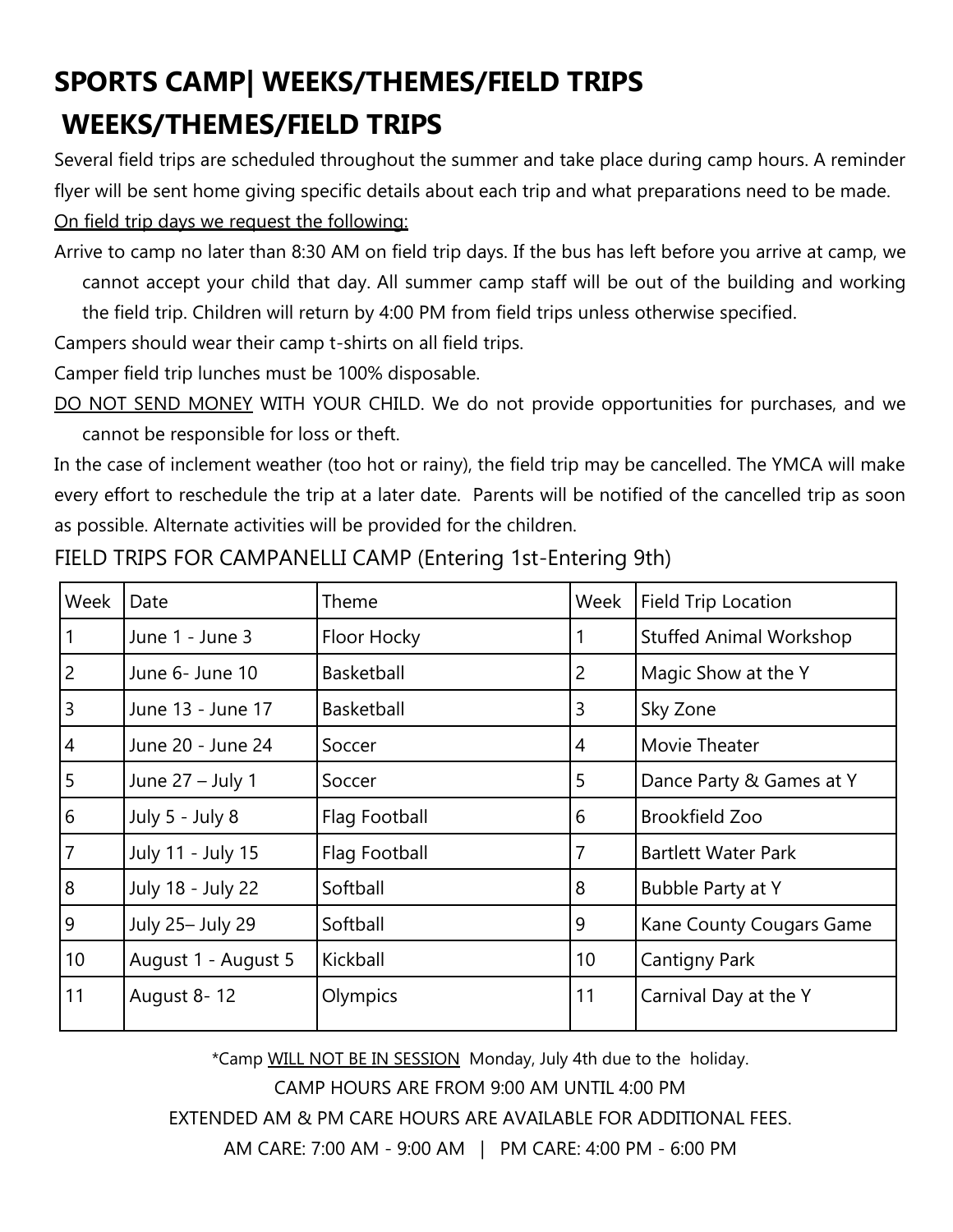# SPORTS CAMP| WEEKS/THEMES/FIELD TRIPS

## WEEKS/THEMES/FIELD TRIPS

Several field trips are scheduled throughout the summer and take place during camp hours. A reminder flyer will be sent home giving specific details about each trip and what preparations need to be made.

<u>On field trip days we request the following:</u>

Arrive to camp no later than 8:30 AM on field trip days. If the bus has left before you arrive at camp, we cannot accept your child that day. All summer camp staff will be out of the building and working the field trip. Children will return by 4:00 PM from field trips unless otherwise specified.

Campers should wear their camp t-shirts on all field trips.

Camper field trip lunches must be 100% disposable.

<u>DO NOT SEND MONEY</u> WITH YOUR CHILD. We do not provide opportunities for purchases, and we cannot be responsible for loss or theft.

In the case of inclement weather (too hot or rainy), the field trip may be cancelled. The YMCA will make every effort to reschedule the trip at a later date. Parents will be notified of the cancelled trip as soon as possible. Alternate activities will be provided for the children.

FIELD TRIPS FOR CAMPANELLI CAMP (Entering 1st-Entering 9th)

| Week | Date | Theme | Week | Field Trip Location |
|---|---|---|---|---|
| 1 | June 1 - June 3 | Floor Hocky | 1 | Stuffed Animal Workshop |
| 2 | June 6- June 10 | Basketball | 2 | Magic Show at the Y |
| 3 | June 13 - June 17 | Basketball | 3 | Sky Zone |
| 4 | June 20 - June 24 | Soccer | 4 | Movie Theater |
| 5 | June 27 – July 1 | Soccer | 5 | Dance Party & Games at Y |
| 6 | July 5 - July 8 | Flag Football | 6 | Brookfield Zoo |
| 7 | July 11 - July 15 | Flag Football | 7 | Bartlett Water Park |
| 8 | July 18 - July 22 | Softball | 8 | Bubble Party at Y |
| 9 | July 25– July 29 | Softball | 9 | Kane County Cougars Game |
| 10 | August 1 - August 5 | Kickball | 10 | Cantigny Park |
| 11 | August 8- 12 | Olympics | 11 | Carnival Day at the Y |

*Camp <u>WILL NOT BE IN SESSION</u> Monday, July 4th due to the holiday.

CAMP HOURS ARE FROM 9:00 AM UNTIL 4:00 PM

EXTENDED AM & PM CARE HOURS ARE AVAILABLE FOR ADDITIONAL FEES.

AM CARE: 7:00 AM - 9:00 AM | PM CARE: 4:00 PM - 6:00 PM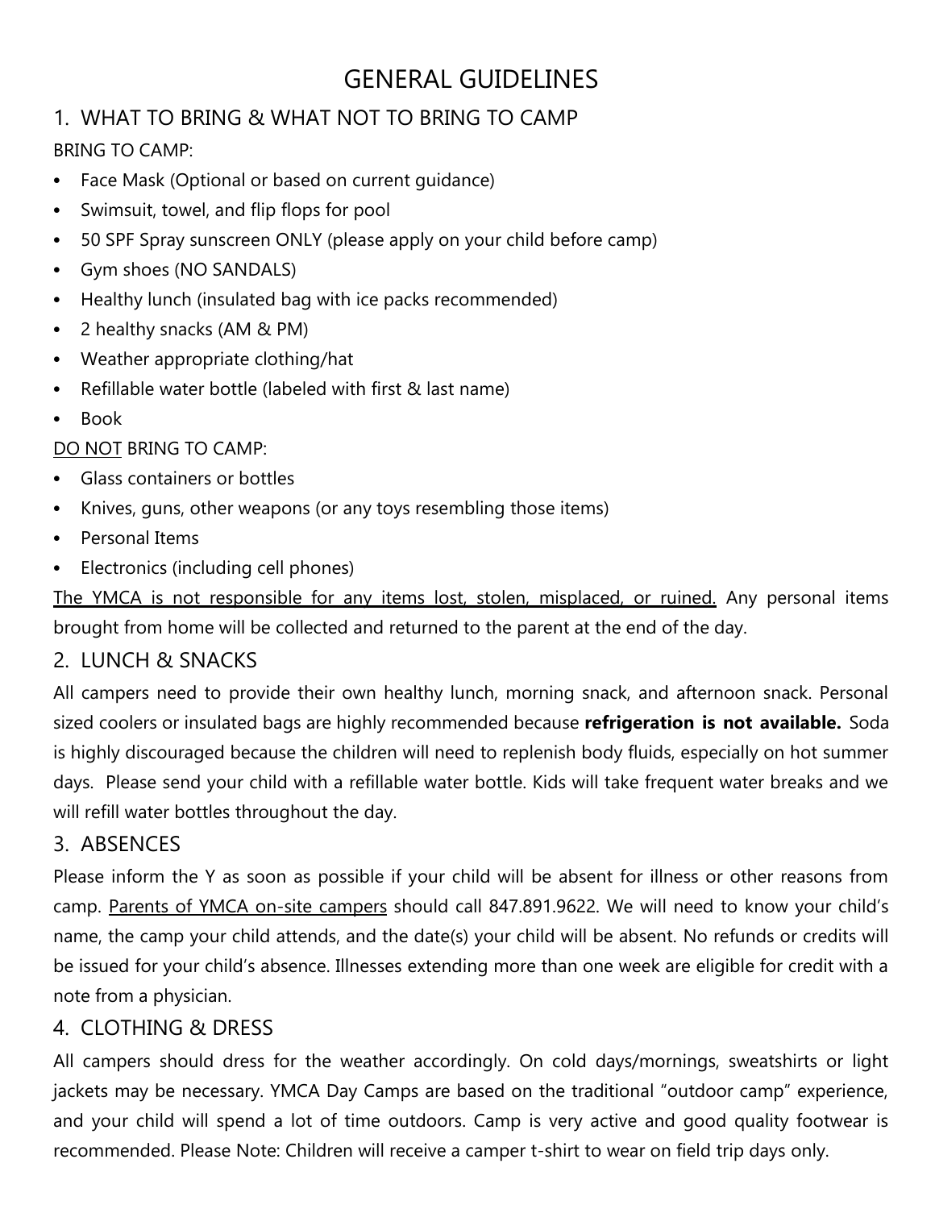# GENERAL GUIDELINES

## 1. WHAT TO BRING & WHAT NOT TO BRING TO CAMP

BRING TO CAMP:

- Face Mask (Optional or based on current guidance)
- Swimsuit, towel, and flip flops for pool
- 50 SPF Spray sunscreen ONLY (please apply on your child before camp)
- Gym shoes (NO SANDALS)
- Healthy lunch (insulated bag with ice packs recommended)
- 2 healthy snacks (AM & PM)
- Weather appropriate clothing/hat
- Refillable water bottle (labeled with first & last name)
- Book

<u>DO NOT</u> BRING TO CAMP:

- Glass containers or bottles
- Knives, guns, other weapons (or any toys resembling those items)
- Personal Items
- Electronics (including cell phones)

<u>The YMCA is not responsible for any items lost, stolen, misplaced, or ruined.</u> Any personal items brought from home will be collected and returned to the parent at the end of the day.

## 2. LUNCH & SNACKS

All campers need to provide their own healthy lunch, morning snack, and afternoon snack. Personal sized coolers or insulated bags are highly recommended because **refrigeration is not available.** Soda is highly discouraged because the children will need to replenish body fluids, especially on hot summer days. Please send your child with a refillable water bottle. Kids will take frequent water breaks and we will refill water bottles throughout the day.

## 3. ABSENCES

Please inform the Y as soon as possible if your child will be absent for illness or other reasons from camp. <u>Parents of YMCA on-site campers</u> should call 847.891.9622. We will need to know your child's name, the camp your child attends, and the date(s) your child will be absent. No refunds or credits will be issued for your child's absence. Illnesses extending more than one week are eligible for credit with a note from a physician.

## 4. CLOTHING & DRESS

All campers should dress for the weather accordingly. On cold days/mornings, sweatshirts or light jackets may be necessary. YMCA Day Camps are based on the traditional "outdoor camp" experience, and your child will spend a lot of time outdoors. Camp is very active and good quality footwear is recommended. Please Note: Children will receive a camper t-shirt to wear on field trip days only.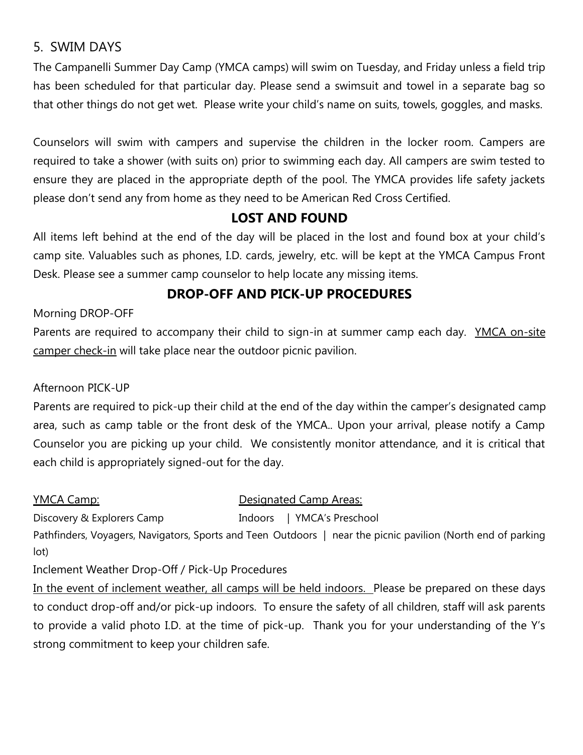## 5. SWIM DAYS

The Campanelli Summer Day Camp (YMCA camps) will swim on Tuesday, and Friday unless a field trip has been scheduled for that particular day. Please send a swimsuit and towel in a separate bag so that other things do not get wet. Please write your child's name on suits, towels, goggles, and masks.

Counselors will swim with campers and supervise the children in the locker room. Campers are required to take a shower (with suits on) prior to swimming each day. All campers are swim tested to ensure they are placed in the appropriate depth of the pool. The YMCA provides life safety jackets please don't send any from home as they need to be American Red Cross Certified.

## LOST AND FOUND

All items left behind at the end of the day will be placed in the lost and found box at your child's camp site. Valuables such as phones, I.D. cards, jewelry, etc. will be kept at the YMCA Campus Front Desk. Please see a summer camp counselor to help locate any missing items.

## DROP-OFF AND PICK-UP PROCEDURES

Morning DROP-OFF

Parents are required to accompany their child to sign-in at summer camp each day. YMCA on-site camper check-in will take place near the outdoor picnic pavilion.

Afternoon PICK-UP

Parents are required to pick-up their child at the end of the day within the camper's designated camp area, such as camp table or the front desk of the YMCA.. Upon your arrival, please notify a Camp Counselor you are picking up your child. We consistently monitor attendance, and it is critical that each child is appropriately signed-out for the day.

| YMCA Camp: | Designated Camp Areas: |
| --- | --- |
| Discovery & Explorers Camp | Indoors \| YMCA's Preschool |
| Pathfinders, Voyagers, Navigators, Sports and Teen | Outdoors \| near the picnic pavilion (North end of parking lot) |

Inclement Weather Drop-Off / Pick-Up Procedures

In the event of inclement weather, all camps will be held indoors. Please be prepared on these days to conduct drop-off and/or pick-up indoors. To ensure the safety of all children, staff will ask parents to provide a valid photo I.D. at the time of pick-up. Thank you for your understanding of the Y's strong commitment to keep your children safe.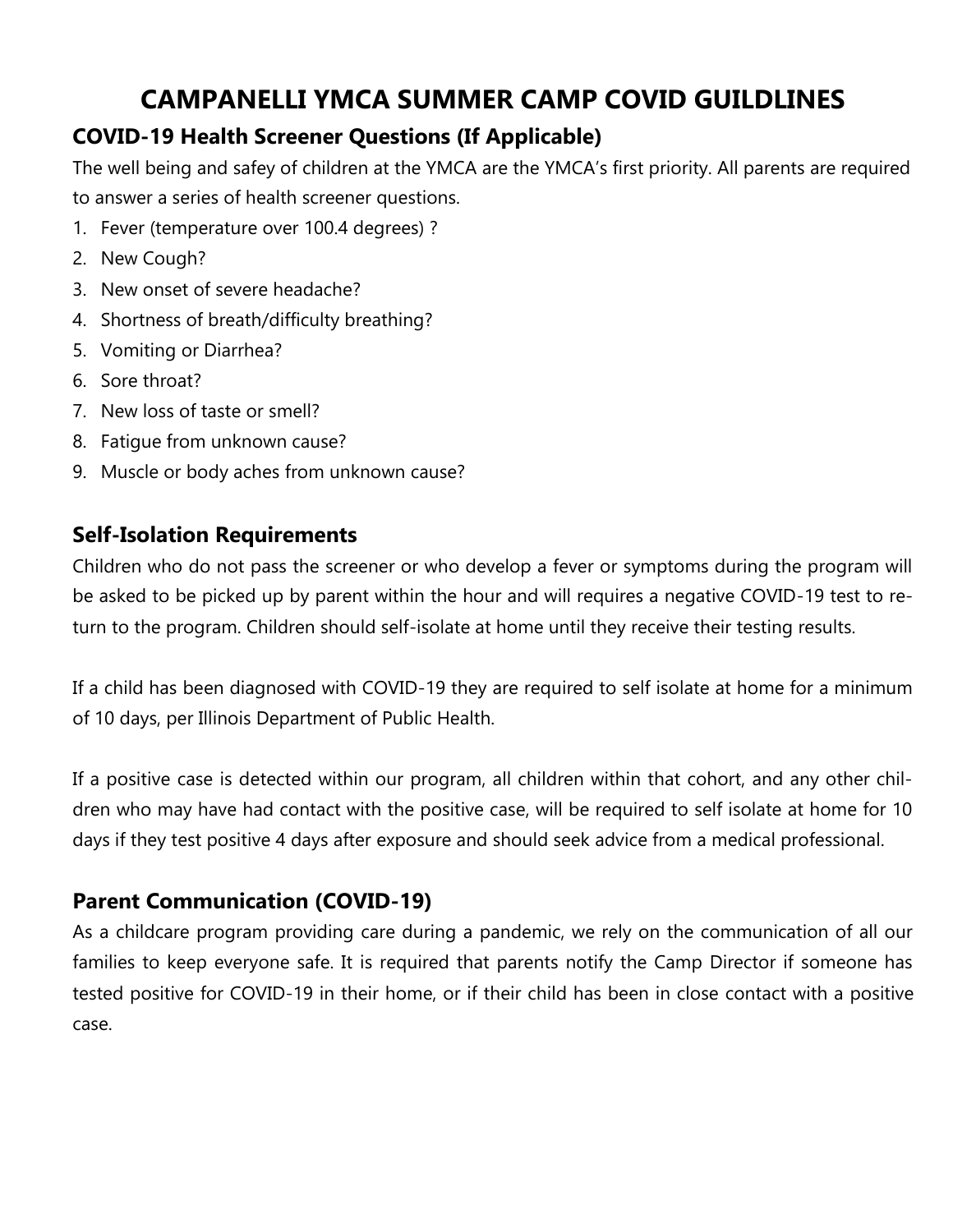# CAMPANELLI YMCA SUMMER CAMP COVID GUILDLINES

## COVID-19 Health Screener Questions (If Applicable)

The well being and safey of children at the YMCA are the YMCA's first priority. All parents are required to answer a series of health screener questions.

1. Fever (temperature over 100.4 degrees) ?
2. New Cough?
3. New onset of severe headache?
4. Shortness of breath/difficulty breathing?
5. Vomiting or Diarrhea?
6. Sore throat?
7. New loss of taste or smell?
8. Fatigue from unknown cause?
9. Muscle or body aches from unknown cause?

## Self-Isolation Requirements

Children who do not pass the screener or who develop a fever or symptoms during the program will be asked to be picked up by parent within the hour and will requires a negative COVID-19 test to return to the program. Children should self-isolate at home until they receive their testing results.

If a child has been diagnosed with COVID-19 they are required to self isolate at home for a minimum of 10 days, per Illinois Department of Public Health.

If a positive case is detected within our program, all children within that cohort, and any other children who may have had contact with the positive case, will be required to self isolate at home for 10 days if they test positive 4 days after exposure and should seek advice from a medical professional.

## Parent Communication (COVID-19)

As a childcare program providing care during a pandemic, we rely on the communication of all our families to keep everyone safe. It is required that parents notify the Camp Director if someone has tested positive for COVID-19 in their home, or if their child has been in close contact with a positive case.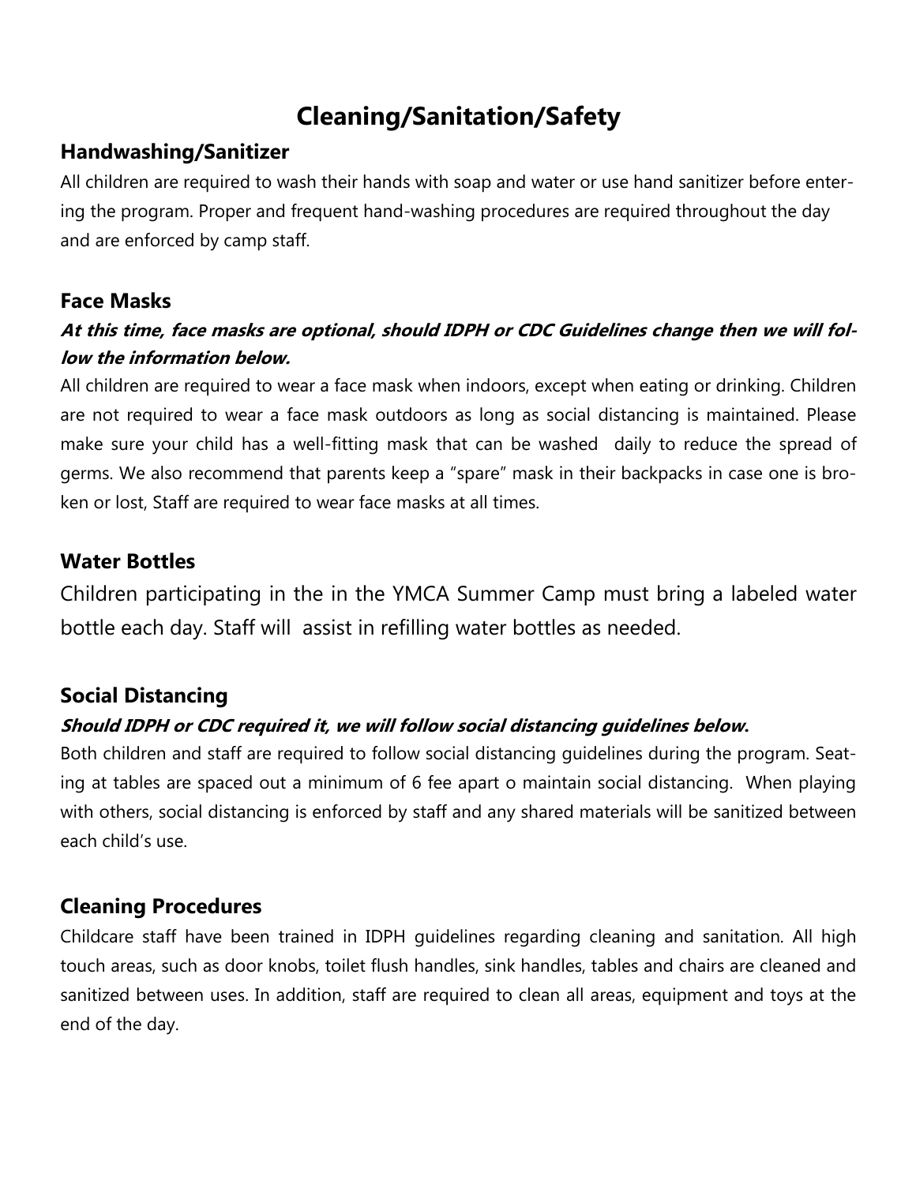# Cleaning/Sanitation/Safety

## Handwashing/Sanitizer

All children are required to wash their hands with soap and water or use hand sanitizer before entering the program. Proper and frequent hand-washing procedures are required throughout the day and are enforced by camp staff.

## Face Masks

***At this time, face masks are optional, should IDPH or CDC Guidelines change then we will follow the information below.***

All children are required to wear a face mask when indoors, except when eating or drinking. Children are not required to wear a face mask outdoors as long as social distancing is maintained. Please make sure your child has a well-fitting mask that can be washed daily to reduce the spread of germs. We also recommend that parents keep a "spare" mask in their backpacks in case one is broken or lost, Staff are required to wear face masks at all times.

## Water Bottles

Children participating in the in the YMCA Summer Camp must bring a labeled water bottle each day. Staff will assist in refilling water bottles as needed.

## Social Distancing

***Should IDPH or CDC required it, we will follow social distancing guidelines below.***

Both children and staff are required to follow social distancing guidelines during the program. Seating at tables are spaced out a minimum of 6 fee apart o maintain social distancing. When playing with others, social distancing is enforced by staff and any shared materials will be sanitized between each child's use.

## Cleaning Procedures

Childcare staff have been trained in IDPH guidelines regarding cleaning and sanitation. All high touch areas, such as door knobs, toilet flush handles, sink handles, tables and chairs are cleaned and sanitized between uses. In addition, staff are required to clean all areas, equipment and toys at the end of the day.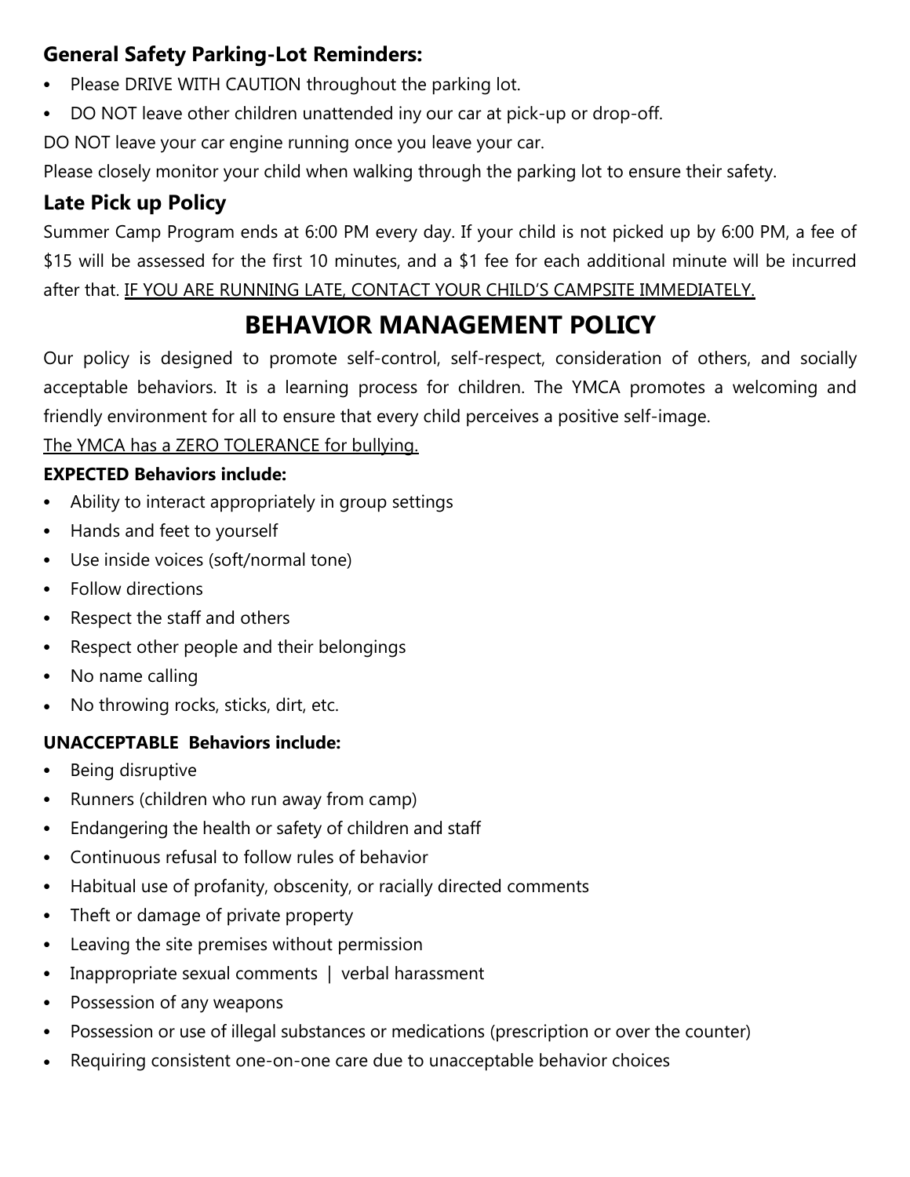### General Safety Parking-Lot Reminders:

- Please DRIVE WITH CAUTION throughout the parking lot.
- DO NOT leave other children unattended iny our car at pick-up or drop-off.

DO NOT leave your car engine running once you leave your car.

Please closely monitor your child when walking through the parking lot to ensure their safety.

### Late Pick up Policy

Summer Camp Program ends at 6:00 PM every day. If your child is not picked up by 6:00 PM, a fee of $15 will be assessed for the first 10 minutes, and a $1 fee for each additional minute will be incurred after that. <u>IF YOU ARE RUNNING LATE, CONTACT YOUR CHILD'S CAMPSITE IMMEDIATELY.</u>

## BEHAVIOR MANAGEMENT POLICY

Our policy is designed to promote self-control, self-respect, consideration of others, and socially acceptable behaviors. It is a learning process for children. The YMCA promotes a welcoming and friendly environment for all to ensure that every child perceives a positive self-image.

<u>The YMCA has a ZERO TOLERANCE for bullying.</u>

**EXPECTED Behaviors include:**

- Ability to interact appropriately in group settings
- Hands and feet to yourself
- Use inside voices (soft/normal tone)
- Follow directions
- Respect the staff and others
- Respect other people and their belongings
- No name calling
- No throwing rocks, sticks, dirt, etc.

**UNACCEPTABLE Behaviors include:**

- Being disruptive
- Runners (children who run away from camp)
- Endangering the health or safety of children and staff
- Continuous refusal to follow rules of behavior
- Habitual use of profanity, obscenity, or racially directed comments
- Theft or damage of private property
- Leaving the site premises without permission
- Inappropriate sexual comments | verbal harassment
- Possession of any weapons
- Possession or use of illegal substances or medications (prescription or over the counter)
- Requiring consistent one-on-one care due to unacceptable behavior choices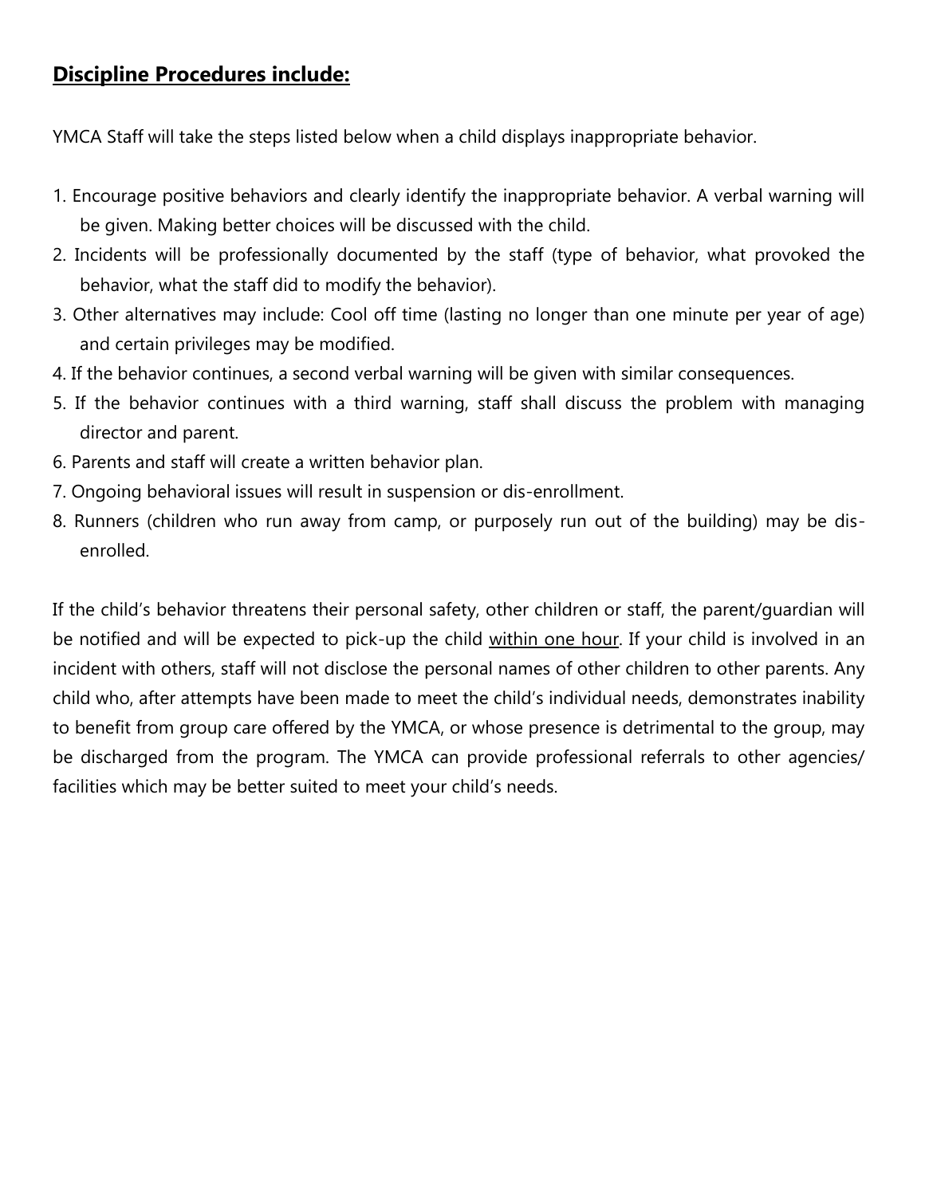## **<u>Discipline Procedures include:</u>**

YMCA Staff will take the steps listed below when a child displays inappropriate behavior.

1. Encourage positive behaviors and clearly identify the inappropriate behavior. A verbal warning will be given. Making better choices will be discussed with the child.
2. Incidents will be professionally documented by the staff (type of behavior, what provoked the behavior, what the staff did to modify the behavior).
3. Other alternatives may include: Cool off time (lasting no longer than one minute per year of age) and certain privileges may be modified.
4. If the behavior continues, a second verbal warning will be given with similar consequences.
5. If the behavior continues with a third warning, staff shall discuss the problem with managing director and parent.
6. Parents and staff will create a written behavior plan.
7. Ongoing behavioral issues will result in suspension or dis-enrollment.
8. Runners (children who run away from camp, or purposely run out of the building) may be dis-enrolled.

If the child's behavior threatens their personal safety, other children or staff, the parent/guardian will be notified and will be expected to pick-up the child <u>within one hour</u>. If your child is involved in an incident with others, staff will not disclose the personal names of other children to other parents. Any child who, after attempts have been made to meet the child's individual needs, demonstrates inability to benefit from group care offered by the YMCA, or whose presence is detrimental to the group, may be discharged from the program. The YMCA can provide professional referrals to other agencies/ facilities which may be better suited to meet your child's needs.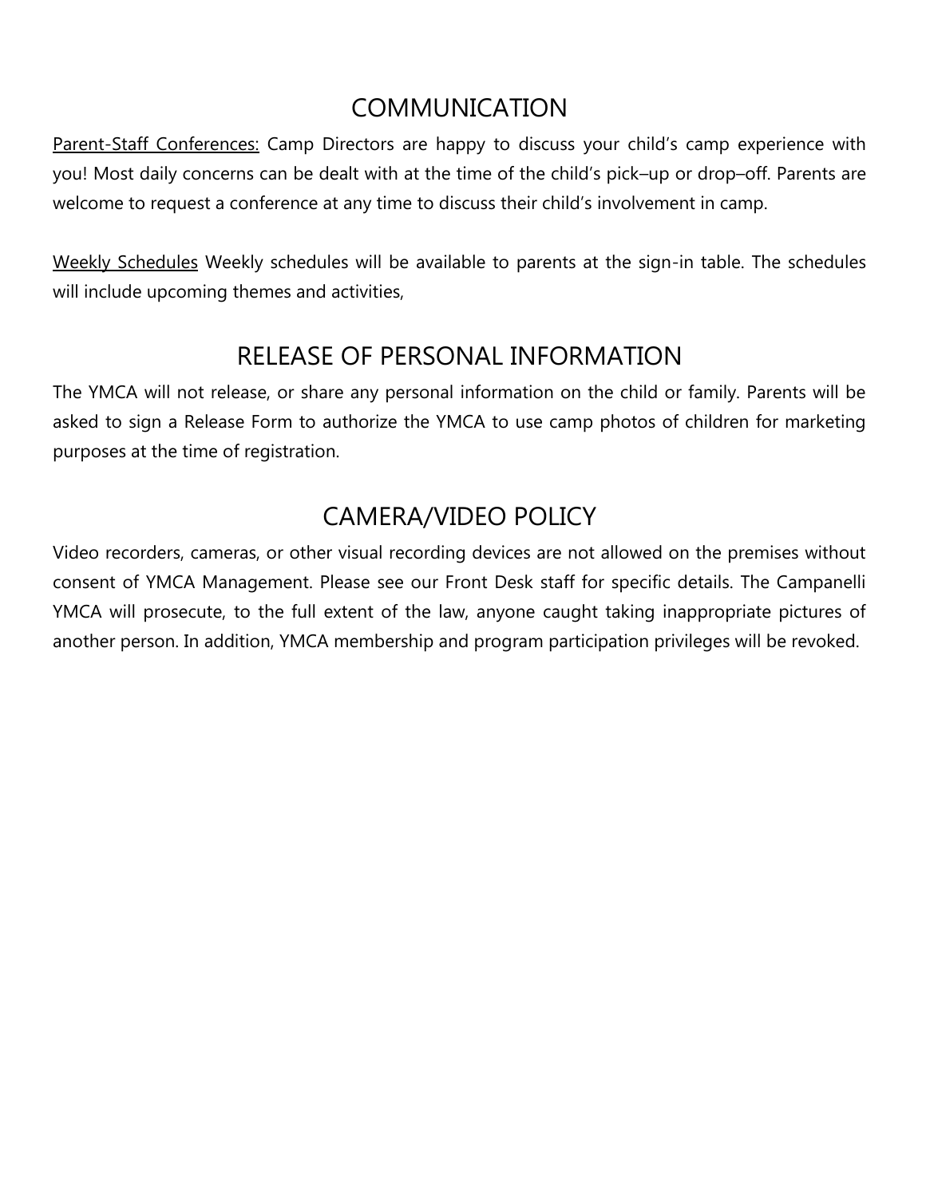## COMMUNICATION

Parent-Staff Conferences: Camp Directors are happy to discuss your child's camp experience with you! Most daily concerns can be dealt with at the time of the child's pick–up or drop–off. Parents are welcome to request a conference at any time to discuss their child's involvement in camp.

Weekly Schedules Weekly schedules will be available to parents at the sign-in table. The schedules will include upcoming themes and activities,

## RELEASE OF PERSONAL INFORMATION

The YMCA will not release, or share any personal information on the child or family. Parents will be asked to sign a Release Form to authorize the YMCA to use camp photos of children for marketing purposes at the time of registration.

## CAMERA/VIDEO POLICY

Video recorders, cameras, or other visual recording devices are not allowed on the premises without consent of YMCA Management. Please see our Front Desk staff for specific details. The Campanelli YMCA will prosecute, to the full extent of the law, anyone caught taking inappropriate pictures of another person. In addition, YMCA membership and program participation privileges will be revoked.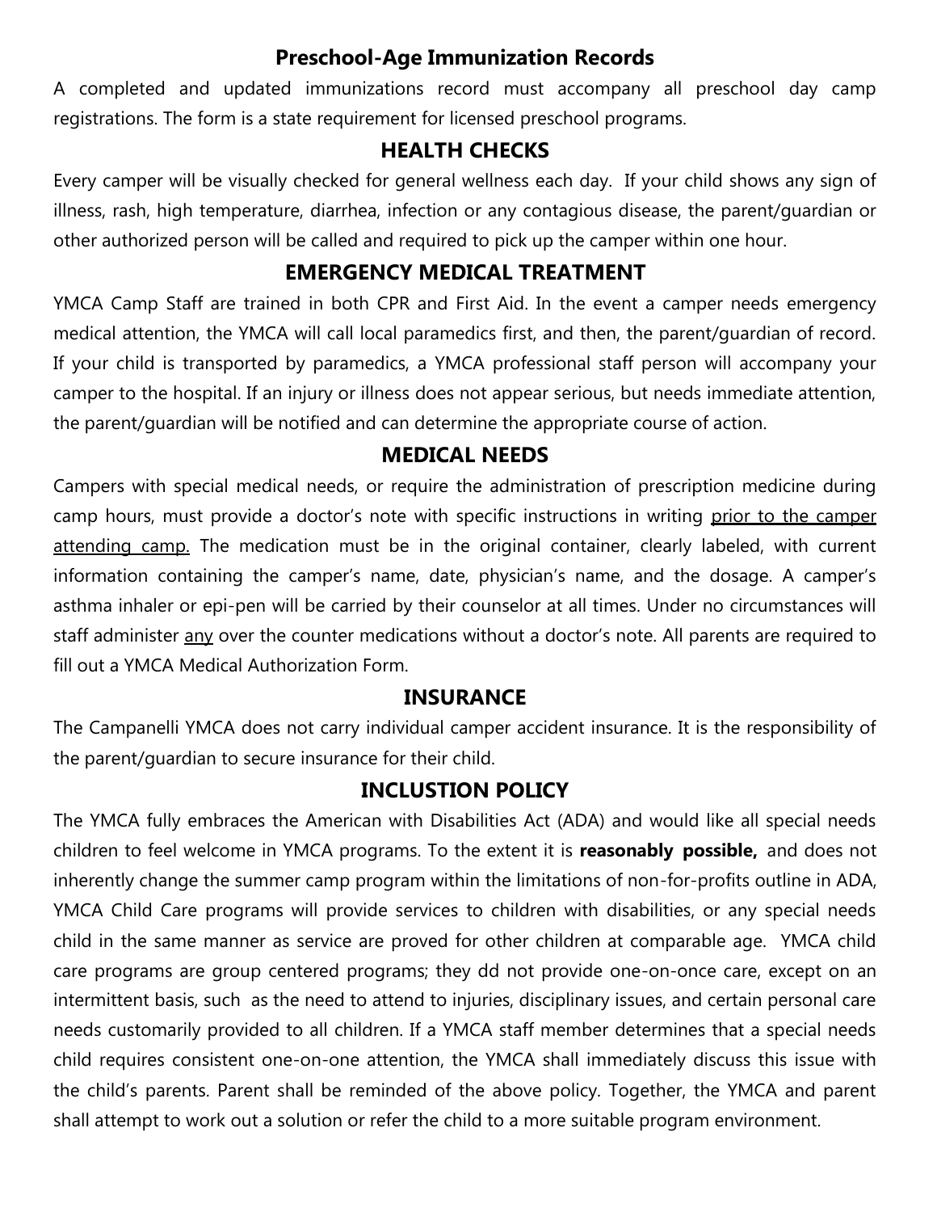## Preschool-Age Immunization Records

A completed and updated immunizations record must accompany all preschool day camp registrations. The form is a state requirement for licensed preschool programs.

## HEALTH CHECKS

Every camper will be visually checked for general wellness each day. If your child shows any sign of illness, rash, high temperature, diarrhea, infection or any contagious disease, the parent/guardian or other authorized person will be called and required to pick up the camper within one hour.

## EMERGENCY MEDICAL TREATMENT

YMCA Camp Staff are trained in both CPR and First Aid. In the event a camper needs emergency medical attention, the YMCA will call local paramedics first, and then, the parent/guardian of record. If your child is transported by paramedics, a YMCA professional staff person will accompany your camper to the hospital. If an injury or illness does not appear serious, but needs immediate attention, the parent/guardian will be notified and can determine the appropriate course of action.

## MEDICAL NEEDS

Campers with special medical needs, or require the administration of prescription medicine during camp hours, must provide a doctor's note with specific instructions in writing <u>prior to the camper attending camp.</u> The medication must be in the original container, clearly labeled, with current information containing the camper's name, date, physician's name, and the dosage. A camper's asthma inhaler or epi-pen will be carried by their counselor at all times. Under no circumstances will staff administer <u>any</u> over the counter medications without a doctor's note. All parents are required to fill out a YMCA Medical Authorization Form.

## INSURANCE

The Campanelli YMCA does not carry individual camper accident insurance. It is the responsibility of the parent/guardian to secure insurance for their child.

## INCLUSTION POLICY

The YMCA fully embraces the American with Disabilities Act (ADA) and would like all special needs children to feel welcome in YMCA programs. To the extent it is **reasonably possible,** and does not inherently change the summer camp program within the limitations of non-for-profits outline in ADA, YMCA Child Care programs will provide services to children with disabilities, or any special needs child in the same manner as service are proved for other children at comparable age. YMCA child care programs are group centered programs; they dd not provide one-on-once care, except on an intermittent basis, such as the need to attend to injuries, disciplinary issues, and certain personal care needs customarily provided to all children. If a YMCA staff member determines that a special needs child requires consistent one-on-one attention, the YMCA shall immediately discuss this issue with the child's parents. Parent shall be reminded of the above policy. Together, the YMCA and parent shall attempt to work out a solution or refer the child to a more suitable program environment.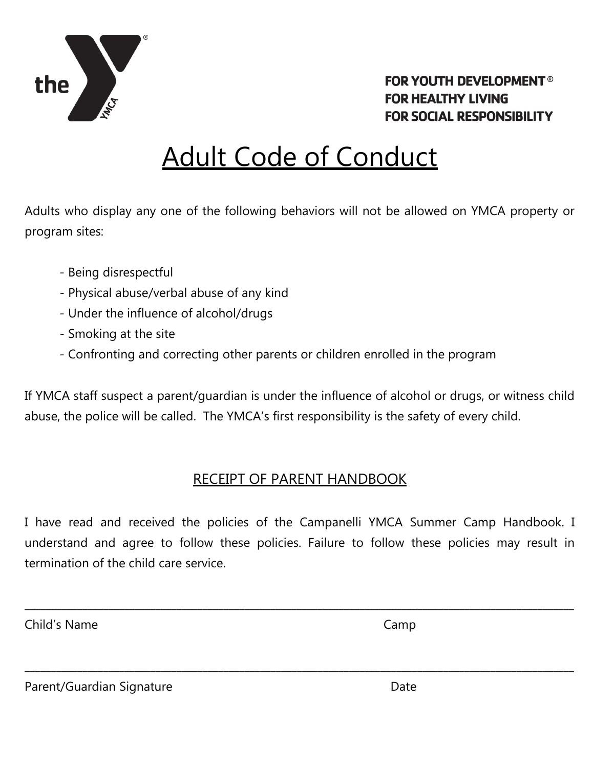FOR YOUTH DEVELOPMENT®
FOR HEALTHY LIVING
FOR SOCIAL RESPONSIBILITY

# Adult Code of Conduct

Adults who display any one of the following behaviors will not be allowed on YMCA property or program sites:

- Being disrespectful
- Physical abuse/verbal abuse of any kind
- Under the influence of alcohol/drugs
- Smoking at the site
- Confronting and correcting other parents or children enrolled in the program

If YMCA staff suspect a parent/guardian is under the influence of alcohol or drugs, or witness child abuse, the police will be called. The YMCA's first responsibility is the safety of every child.

## RECEIPT OF PARENT HANDBOOK

I have read and received the policies of the Campanelli YMCA Summer Camp Handbook. I understand and agree to follow these policies. Failure to follow these policies may result in termination of the child care service.

_______________________________________________

Child's Name Camp

_______________________________________________

Parent/Guardian Signature Date